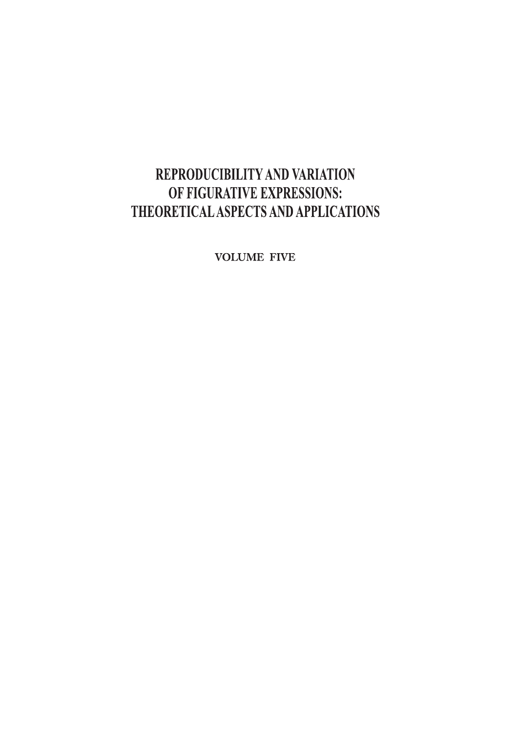# REPRODUCIBILITY AND VARIATION OF FIGURATIVE EXPRESSIONS: THEORETICAL ASPECTS AND APPLICATIONS

VOLUME FIVE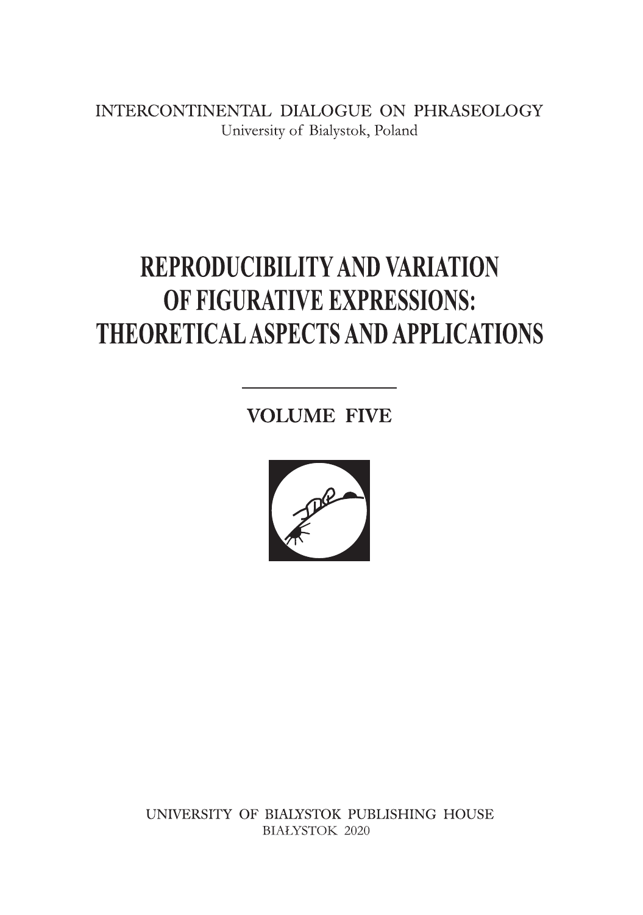INTERCONTINENTAL DIALOGUE ON PHRASEOLOGY

University of Bialystok, Poland

# REPRODUCIBILITY AND VARIATION OF FIGURATIVE EXPRESSIONS: THEORETICAL ASPECTS AND APPLICATIONS

## VOLUME FIVE

UNIVERSITY OF BIALYSTOK PUBLISHING HOUSE

BIAŁYSTOK 2020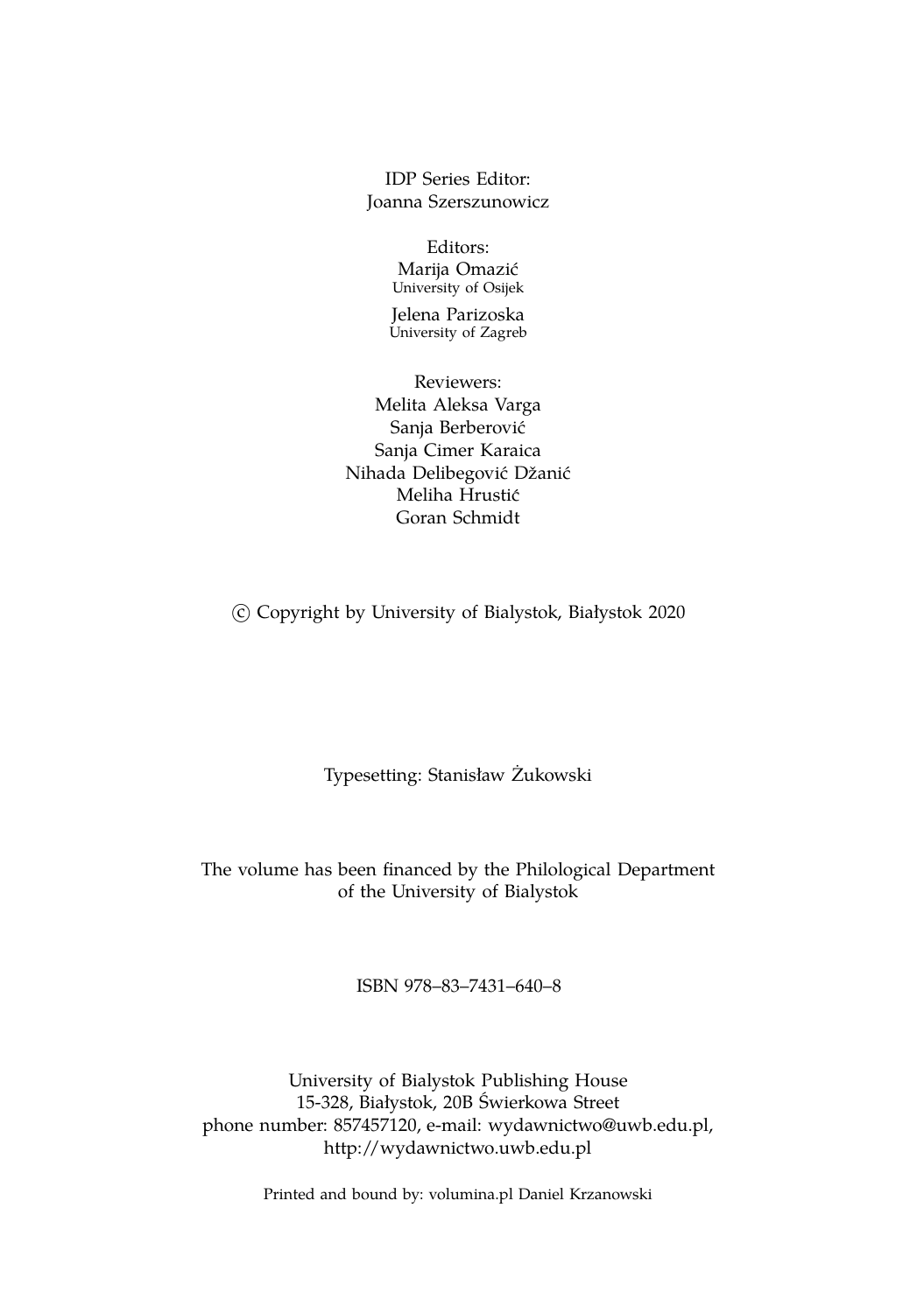IDP Series Editor:
Joanna Szerszunowicz

Editors:
Marija Omazić
University of Osijek

Jelena Parizoska
University of Zagreb

Reviewers:
Melita Aleksa Varga
Sanja Berberović
Sanja Cimer Karaica
Nihada Delibegović Džanić
Meliha Hrustić
Goran Schmidt

© Copyright by University of Bialystok, Białystok 2020

Typesetting: Stanisław Żukowski

The volume has been financed by the Philological Department
of the University of Bialystok

ISBN 978–83–7431–640–8

University of Bialystok Publishing House
15-328, Białystok, 20B Świerkowa Street
phone number: 857457120, e-mail: wydawnictwo@uwb.edu.pl,
http://wydawnictwo.uwb.edu.pl

Printed and bound by: volumina.pl Daniel Krzanowski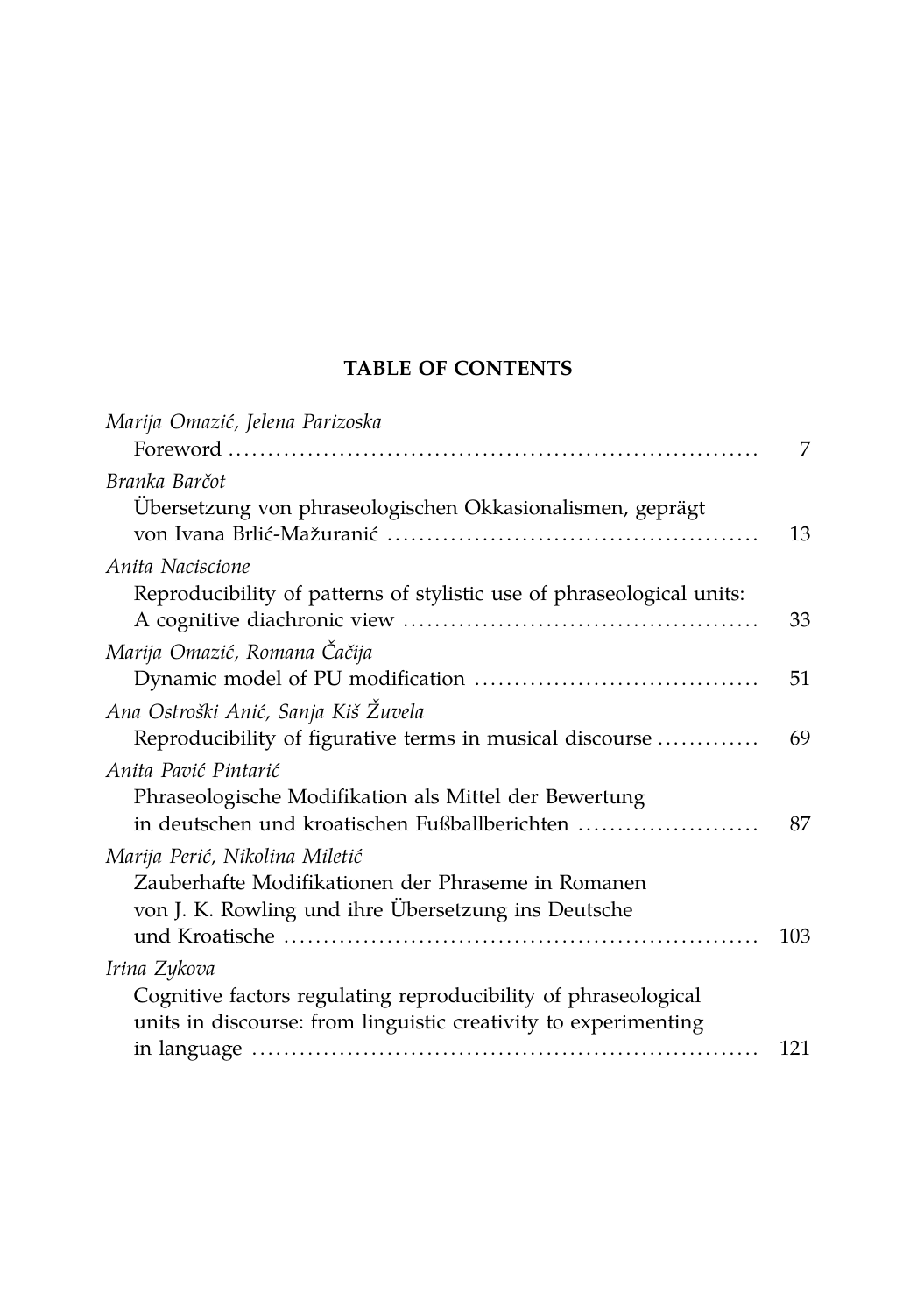## TABLE OF CONTENTS

*Marija Omazić, Jelena Parizoska*
Foreword ... 7

*Branka Barčot*
Übersetzung von phraseologischen Okkasionalismen, geprägt von Ivana Brlić-Mažuranić ... 13

*Anita Naciscione*
Reproducibility of patterns of stylistic use of phraseological units: A cognitive diachronic view ... 33

*Marija Omazić, Romana Čačija*
Dynamic model of PU modification ... 51

*Ana Ostroški Anić, Sanja Kiš Žuvela*
Reproducibility of figurative terms in musical discourse ... 69

*Anita Pavić Pintarić*
Phraseologische Modifikation als Mittel der Bewertung in deutschen und kroatischen Fußballberichten ... 87

*Marija Perić, Nikolina Miletić*
Zauberhafte Modifikationen der Phraseme in Romanen von J. K. Rowling und ihre Übersetzung ins Deutsche und Kroatische ... 103

*Irina Zykova*
Cognitive factors regulating reproducibility of phraseological units in discourse: from linguistic creativity to experimenting in language ... 121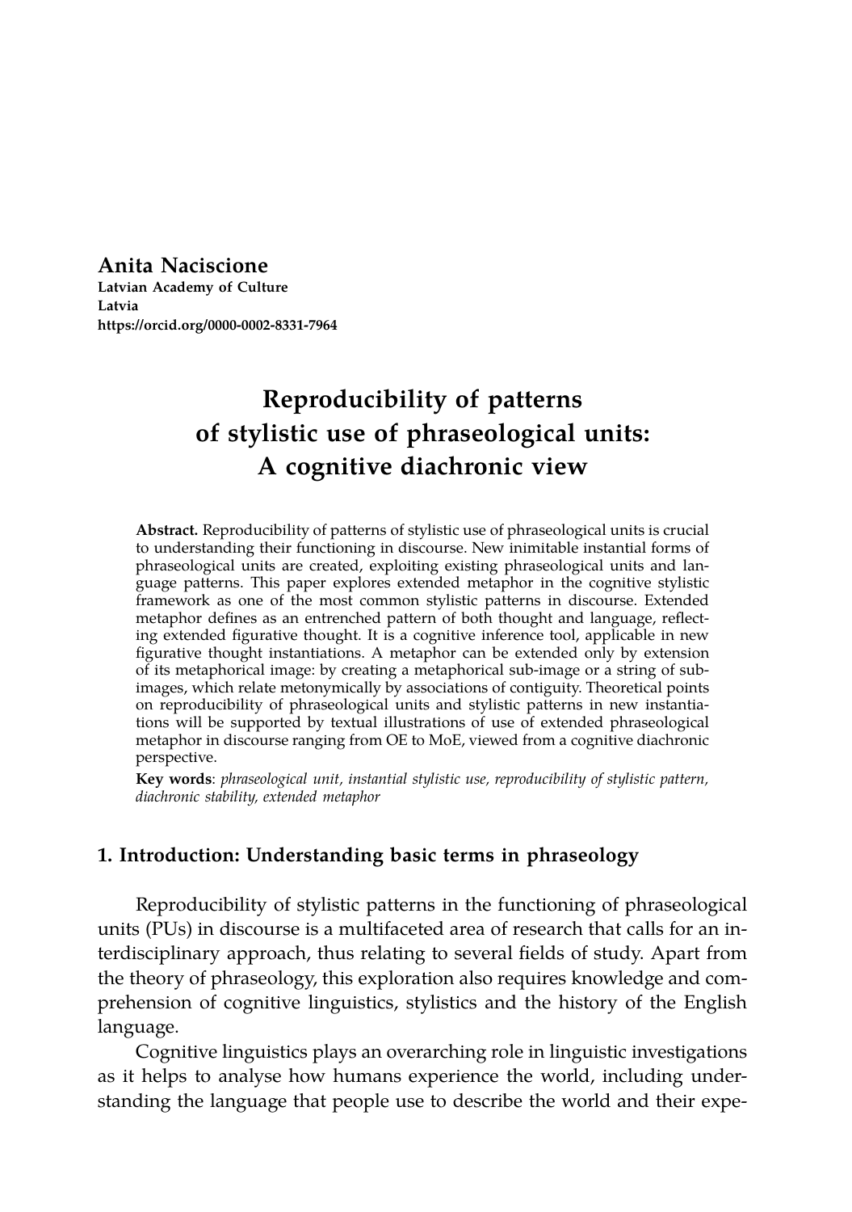**Anita Naciscione**
**Latvian Academy of Culture**
**Latvia**
**https://orcid.org/0000-0002-8331-7964**

# Reproducibility of patterns of stylistic use of phraseological units: A cognitive diachronic view

**Abstract.** Reproducibility of patterns of stylistic use of phraseological units is crucial to understanding their functioning in discourse. New inimitable instantial forms of phraseological units are created, exploiting existing phraseological units and language patterns. This paper explores extended metaphor in the cognitive stylistic framework as one of the most common stylistic patterns in discourse. Extended metaphor defines as an entrenched pattern of both thought and language, reflecting extended figurative thought. It is a cognitive inference tool, applicable in new figurative thought instantiations. A metaphor can be extended only by extension of its metaphorical image: by creating a metaphorical sub-image or a string of sub-images, which relate metonymically by associations of contiguity. Theoretical points on reproducibility of phraseological units and stylistic patterns in new instantiations will be supported by textual illustrations of use of extended phraseological metaphor in discourse ranging from OE to MoE, viewed from a cognitive diachronic perspective.

**Key words**: *phraseological unit, instantial stylistic use, reproducibility of stylistic pattern, diachronic stability, extended metaphor*

## 1. Introduction: Understanding basic terms in phraseology

Reproducibility of stylistic patterns in the functioning of phraseological units (PUs) in discourse is a multifaceted area of research that calls for an interdisciplinary approach, thus relating to several fields of study. Apart from the theory of phraseology, this exploration also requires knowledge and comprehension of cognitive linguistics, stylistics and the history of the English language.

Cognitive linguistics plays an overarching role in linguistic investigations as it helps to analyse how humans experience the world, including understanding the language that people use to describe the world and their expe-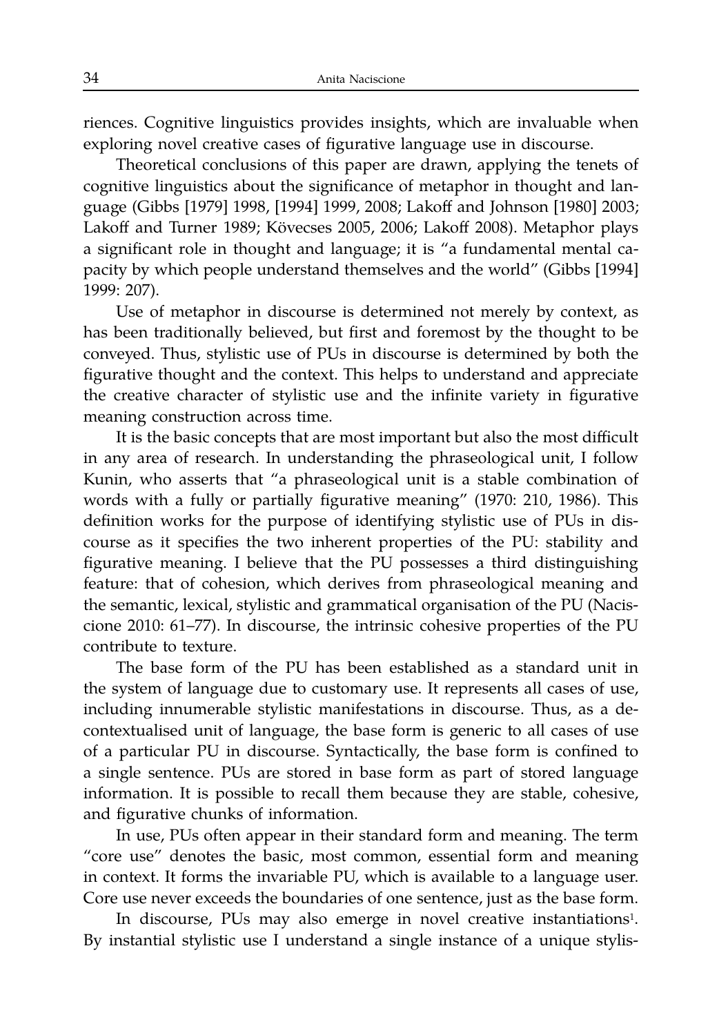riences. Cognitive linguistics provides insights, which are invaluable when exploring novel creative cases of figurative language use in discourse.

Theoretical conclusions of this paper are drawn, applying the tenets of cognitive linguistics about the significance of metaphor in thought and language (Gibbs [1979] 1998, [1994] 1999, 2008; Lakoff and Johnson [1980] 2003; Lakoff and Turner 1989; Kövecses 2005, 2006; Lakoff 2008). Metaphor plays a significant role in thought and language; it is "a fundamental mental capacity by which people understand themselves and the world" (Gibbs [1994] 1999: 207).

Use of metaphor in discourse is determined not merely by context, as has been traditionally believed, but first and foremost by the thought to be conveyed. Thus, stylistic use of PUs in discourse is determined by both the figurative thought and the context. This helps to understand and appreciate the creative character of stylistic use and the infinite variety in figurative meaning construction across time.

It is the basic concepts that are most important but also the most difficult in any area of research. In understanding the phraseological unit, I follow Kunin, who asserts that "a phraseological unit is a stable combination of words with a fully or partially figurative meaning" (1970: 210, 1986). This definition works for the purpose of identifying stylistic use of PUs in discourse as it specifies the two inherent properties of the PU: stability and figurative meaning. I believe that the PU possesses a third distinguishing feature: that of cohesion, which derives from phraseological meaning and the semantic, lexical, stylistic and grammatical organisation of the PU (Naciscione 2010: 61–77). In discourse, the intrinsic cohesive properties of the PU contribute to texture.

The base form of the PU has been established as a standard unit in the system of language due to customary use. It represents all cases of use, including innumerable stylistic manifestations in discourse. Thus, as a decontextualised unit of language, the base form is generic to all cases of use of a particular PU in discourse. Syntactically, the base form is confined to a single sentence. PUs are stored in base form as part of stored language information. It is possible to recall them because they are stable, cohesive, and figurative chunks of information.

In use, PUs often appear in their standard form and meaning. The term "core use" denotes the basic, most common, essential form and meaning in context. It forms the invariable PU, which is available to a language user. Core use never exceeds the boundaries of one sentence, just as the base form.

In discourse, PUs may also emerge in novel creative instantiations[1]. By instantial stylistic use I understand a single instance of a unique stylis-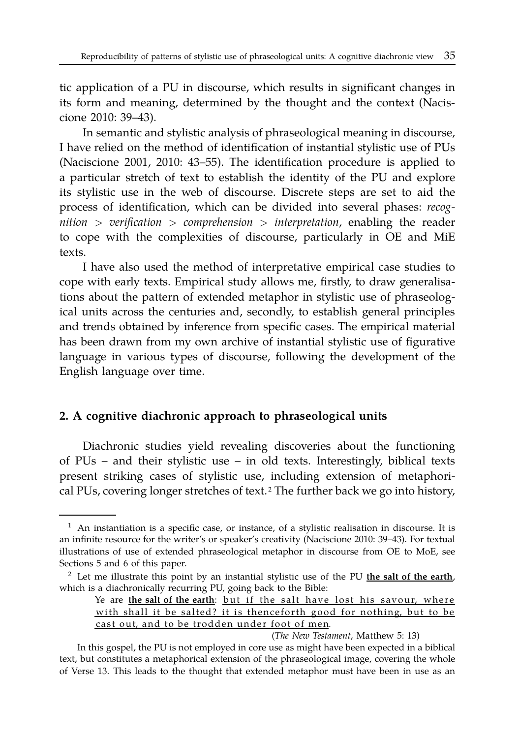tic application of a PU in discourse, which results in significant changes in its form and meaning, determined by the thought and the context (Naciscione 2010: 39–43).

In semantic and stylistic analysis of phraseological meaning in discourse, I have relied on the method of identification of instantial stylistic use of PUs (Naciscione 2001, 2010: 43–55). The identification procedure is applied to a particular stretch of text to establish the identity of the PU and explore its stylistic use in the web of discourse. Discrete steps are set to aid the process of identification, which can be divided into several phases: *recognition > verification > comprehension > interpretation*, enabling the reader to cope with the complexities of discourse, particularly in OE and MiE texts.

I have also used the method of interpretative empirical case studies to cope with early texts. Empirical study allows me, firstly, to draw generalisations about the pattern of extended metaphor in stylistic use of phraseological units across the centuries and, secondly, to establish general principles and trends obtained by inference from specific cases. The empirical material has been drawn from my own archive of instantial stylistic use of figurative language in various types of discourse, following the development of the English language over time.

## 2. A cognitive diachronic approach to phraseological units

Diachronic studies yield revealing discoveries about the functioning of PUs – and their stylistic use – in old texts. Interestingly, biblical texts present striking cases of stylistic use, including extension of metaphorical PUs, covering longer stretches of text.[2] The further back we go into history,

---

[1] An instantiation is a specific case, or instance, of a stylistic realisation in discourse. It is an infinite resource for the writer's or speaker's creativity (Naciscione 2010: 39–43). For textual illustrations of use of extended phraseological metaphor in discourse from OE to MoE, see Sections 5 and 6 of this paper.

[2] Let me illustrate this point by an instantial stylistic use of the PU **the salt of the earth**, which is a diachronically recurring PU, going back to the Bible:

> Ye are **the salt of the earth**: but if the salt have lost his savour, where with shall it be salted? it is thenceforth good for nothing, but to be cast out, and to be trodden under foot of men.
>
> (*The New Testament*, Matthew 5: 13)

In this gospel, the PU is not employed in core use as might have been expected in a biblical text, but constitutes a metaphorical extension of the phraseological image, covering the whole of Verse 13. This leads to the thought that extended metaphor must have been in use as an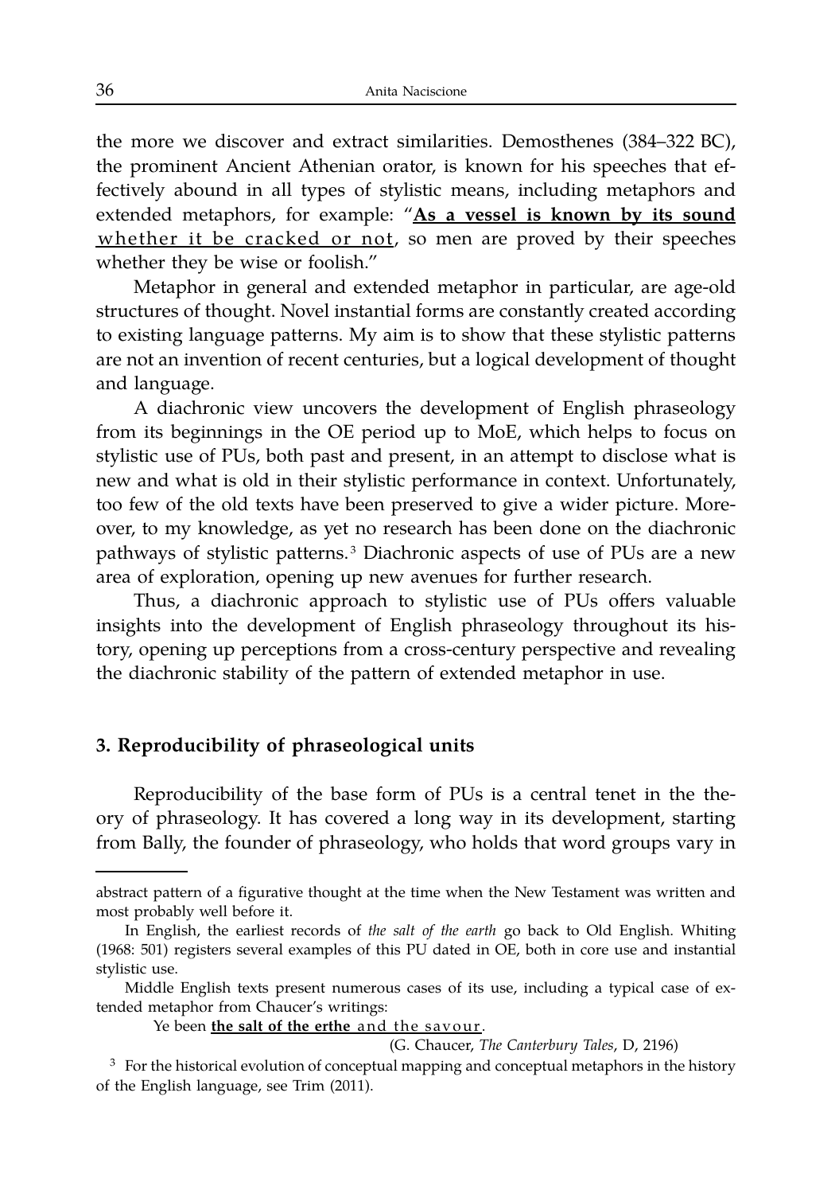the more we discover and extract similarities. Demosthenes (384–322 BC), the prominent Ancient Athenian orator, is known for his speeches that effectively abound in all types of stylistic means, including metaphors and extended metaphors, for example: "**<u>As a vessel is known by its sound</u>** <u>whether it be cracked or not</u>, so men are proved by their speeches whether they be wise or foolish."

Metaphor in general and extended metaphor in particular, are age-old structures of thought. Novel instantial forms are constantly created according to existing language patterns. My aim is to show that these stylistic patterns are not an invention of recent centuries, but a logical development of thought and language.

A diachronic view uncovers the development of English phraseology from its beginnings in the OE period up to MoE, which helps to focus on stylistic use of PUs, both past and present, in an attempt to disclose what is new and what is old in their stylistic performance in context. Unfortunately, too few of the old texts have been preserved to give a wider picture. Moreover, to my knowledge, as yet no research has been done on the diachronic pathways of stylistic patterns.[3] Diachronic aspects of use of PUs are a new area of exploration, opening up new avenues for further research.

Thus, a diachronic approach to stylistic use of PUs offers valuable insights into the development of English phraseology throughout its history, opening up perceptions from a cross-century perspective and revealing the diachronic stability of the pattern of extended metaphor in use.

### 3. Reproducibility of phraseological units

Reproducibility of the base form of PUs is a central tenet in the theory of phraseology. It has covered a long way in its development, starting from Bally, the founder of phraseology, who holds that word groups vary in

---

abstract pattern of a figurative thought at the time when the New Testament was written and most probably well before it.

In English, the earliest records of *the salt of the earth* go back to Old English. Whiting (1968: 501) registers several examples of this PU dated in OE, both in core use and instantial stylistic use.

Middle English texts present numerous cases of its use, including a typical case of extended metaphor from Chaucer's writings:

> Ye been **<u>the salt of the erthe</u>** <u>and the savour</u>.
>
> (G. Chaucer, *The Canterbury Tales*, D, 2196)

[3] For the historical evolution of conceptual mapping and conceptual metaphors in the history of the English language, see Trim (2011).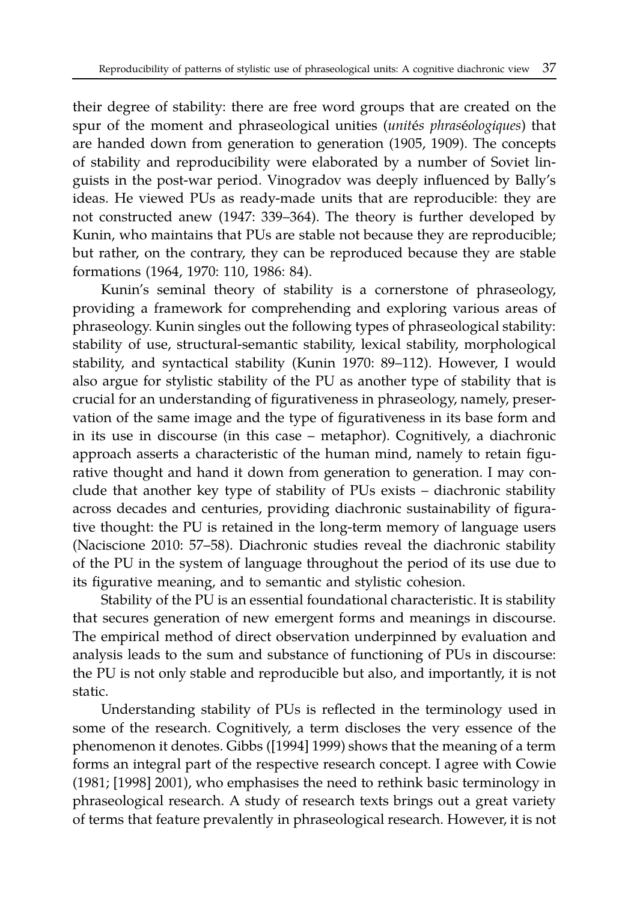their degree of stability: there are free word groups that are created on the spur of the moment and phraseological unities (*unités phraséologiques*) that are handed down from generation to generation (1905, 1909). The concepts of stability and reproducibility were elaborated by a number of Soviet linguists in the post-war period. Vinogradov was deeply influenced by Bally's ideas. He viewed PUs as ready-made units that are reproducible: they are not constructed anew (1947: 339–364). The theory is further developed by Kunin, who maintains that PUs are stable not because they are reproducible; but rather, on the contrary, they can be reproduced because they are stable formations (1964, 1970: 110, 1986: 84).

Kunin's seminal theory of stability is a cornerstone of phraseology, providing a framework for comprehending and exploring various areas of phraseology. Kunin singles out the following types of phraseological stability: stability of use, structural-semantic stability, lexical stability, morphological stability, and syntactical stability (Kunin 1970: 89–112). However, I would also argue for stylistic stability of the PU as another type of stability that is crucial for an understanding of figurativeness in phraseology, namely, preservation of the same image and the type of figurativeness in its base form and in its use in discourse (in this case – metaphor). Cognitively, a diachronic approach asserts a characteristic of the human mind, namely to retain figurative thought and hand it down from generation to generation. I may conclude that another key type of stability of PUs exists – diachronic stability across decades and centuries, providing diachronic sustainability of figurative thought: the PU is retained in the long-term memory of language users (Naciscione 2010: 57–58). Diachronic studies reveal the diachronic stability of the PU in the system of language throughout the period of its use due to its figurative meaning, and to semantic and stylistic cohesion.

Stability of the PU is an essential foundational characteristic. It is stability that secures generation of new emergent forms and meanings in discourse. The empirical method of direct observation underpinned by evaluation and analysis leads to the sum and substance of functioning of PUs in discourse: the PU is not only stable and reproducible but also, and importantly, it is not static.

Understanding stability of PUs is reflected in the terminology used in some of the research. Cognitively, a term discloses the very essence of the phenomenon it denotes. Gibbs ([1994] 1999) shows that the meaning of a term forms an integral part of the respective research concept. I agree with Cowie (1981; [1998] 2001), who emphasises the need to rethink basic terminology in phraseological research. A study of research texts brings out a great variety of terms that feature prevalently in phraseological research. However, it is not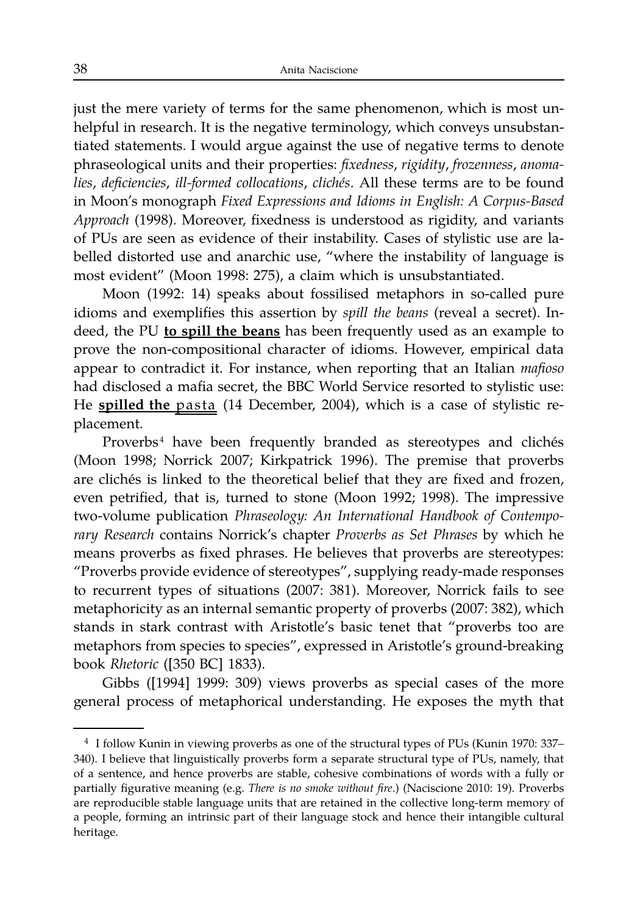just the mere variety of terms for the same phenomenon, which is most unhelpful in research. It is the negative terminology, which conveys unsubstantiated statements. I would argue against the use of negative terms to denote phraseological units and their properties: *fixedness*, *rigidity*, *frozenness*, *anomalies*, *deficiencies*, *ill-formed collocations*, *clichés*. All these terms are to be found in Moon's monograph *Fixed Expressions and Idioms in English: A Corpus-Based Approach* (1998). Moreover, fixedness is understood as rigidity, and variants of PUs are seen as evidence of their instability. Cases of stylistic use are labelled distorted use and anarchic use, "where the instability of language is most evident" (Moon 1998: 275), a claim which is unsubstantiated.

Moon (1992: 14) speaks about fossilised metaphors in so-called pure idioms and exemplifies this assertion by *spill the beans* (reveal a secret). Indeed, the PU **<u>to spill the beans</u>** has been frequently used as an example to prove the non-compositional character of idioms. However, empirical data appear to contradict it. For instance, when reporting that an Italian *mafioso* had disclosed a mafia secret, the BBC World Service resorted to stylistic use: He **<u>spilled the</u>** <u>p a s t a</u> (14 December, 2004), which is a case of stylistic replacement.

Proverbs[4] have been frequently branded as stereotypes and clichés (Moon 1998; Norrick 2007; Kirkpatrick 1996). The premise that proverbs are clichés is linked to the theoretical belief that they are fixed and frozen, even petrified, that is, turned to stone (Moon 1992; 1998). The impressive two-volume publication *Phraseology: An International Handbook of Contemporary Research* contains Norrick's chapter *Proverbs as Set Phrases* by which he means proverbs as fixed phrases. He believes that proverbs are stereotypes: "Proverbs provide evidence of stereotypes", supplying ready-made responses to recurrent types of situations (2007: 381). Moreover, Norrick fails to see metaphoricity as an internal semantic property of proverbs (2007: 382), which stands in stark contrast with Aristotle's basic tenet that "proverbs too are metaphors from species to species", expressed in Aristotle's ground-breaking book *Rhetoric* ([350 BC] 1833).

Gibbs ([1994] 1999: 309) views proverbs as special cases of the more general process of metaphorical understanding. He exposes the myth that

---

[4] I follow Kunin in viewing proverbs as one of the structural types of PUs (Kunin 1970: 337–340). I believe that linguistically proverbs form a separate structural type of PUs, namely, that of a sentence, and hence proverbs are stable, cohesive combinations of words with a fully or partially figurative meaning (e.g. *There is no smoke without fire*.) (Naciscione 2010: 19). Proverbs are reproducible stable language units that are retained in the collective long-term memory of a people, forming an intrinsic part of their language stock and hence their intangible cultural heritage.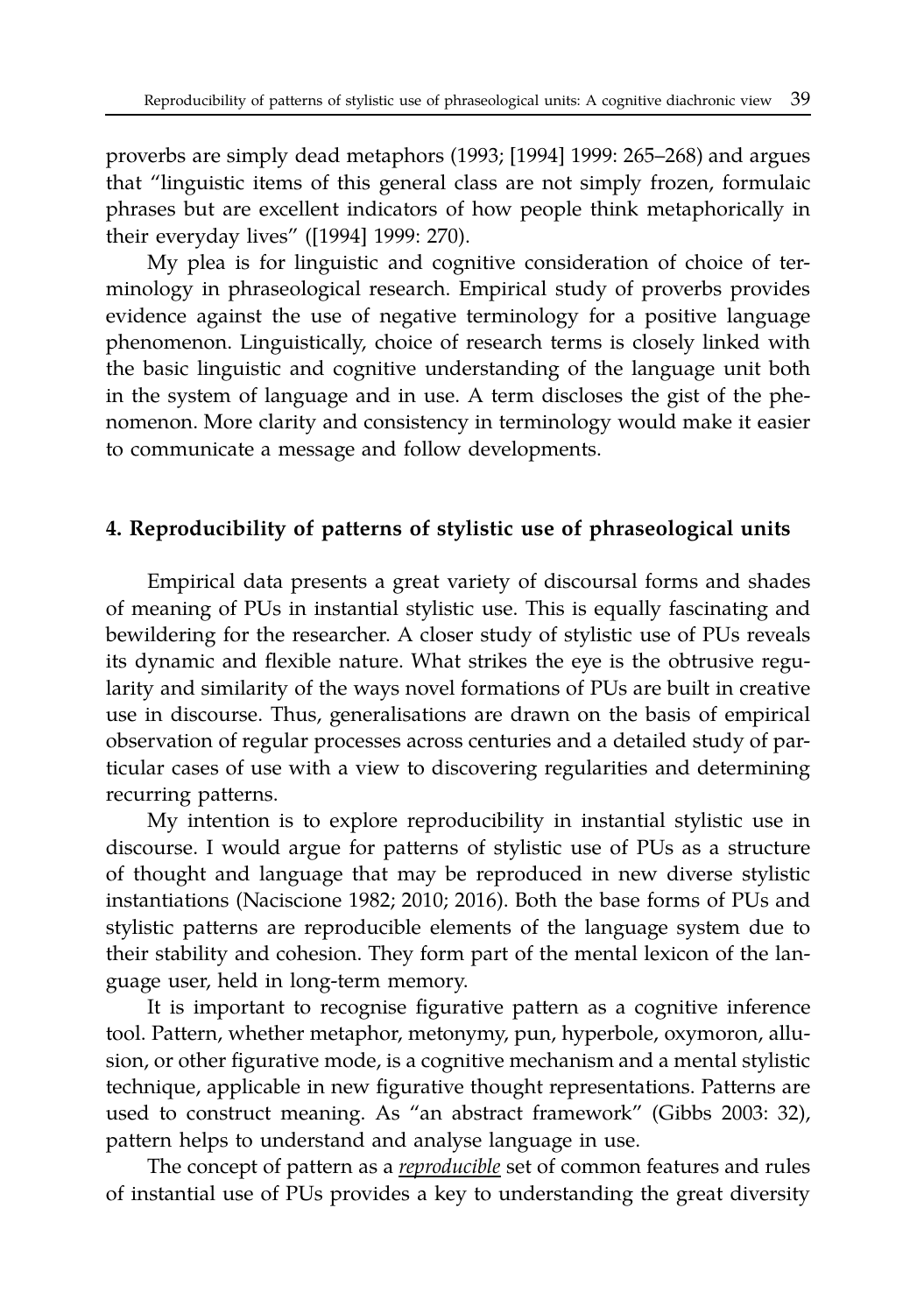proverbs are simply dead metaphors (1993; [1994] 1999: 265–268) and argues that "linguistic items of this general class are not simply frozen, formulaic phrases but are excellent indicators of how people think metaphorically in their everyday lives" ([1994] 1999: 270).

My plea is for linguistic and cognitive consideration of choice of terminology in phraseological research. Empirical study of proverbs provides evidence against the use of negative terminology for a positive language phenomenon. Linguistically, choice of research terms is closely linked with the basic linguistic and cognitive understanding of the language unit both in the system of language and in use. A term discloses the gist of the phenomenon. More clarity and consistency in terminology would make it easier to communicate a message and follow developments.

## 4. Reproducibility of patterns of stylistic use of phraseological units

Empirical data presents a great variety of discoursal forms and shades of meaning of PUs in instantial stylistic use. This is equally fascinating and bewildering for the researcher. A closer study of stylistic use of PUs reveals its dynamic and flexible nature. What strikes the eye is the obtrusive regularity and similarity of the ways novel formations of PUs are built in creative use in discourse. Thus, generalisations are drawn on the basis of empirical observation of regular processes across centuries and a detailed study of particular cases of use with a view to discovering regularities and determining recurring patterns.

My intention is to explore reproducibility in instantial stylistic use in discourse. I would argue for patterns of stylistic use of PUs as a structure of thought and language that may be reproduced in new diverse stylistic instantiations (Naciscione 1982; 2010; 2016). Both the base forms of PUs and stylistic patterns are reproducible elements of the language system due to their stability and cohesion. They form part of the mental lexicon of the language user, held in long-term memory.

It is important to recognise figurative pattern as a cognitive inference tool. Pattern, whether metaphor, metonymy, pun, hyperbole, oxymoron, allusion, or other figurative mode, is a cognitive mechanism and a mental stylistic technique, applicable in new figurative thought representations. Patterns are used to construct meaning. As "an abstract framework" (Gibbs 2003: 32), pattern helps to understand and analyse language in use.

The concept of pattern as a *reproducible* set of common features and rules of instantial use of PUs provides a key to understanding the great diversity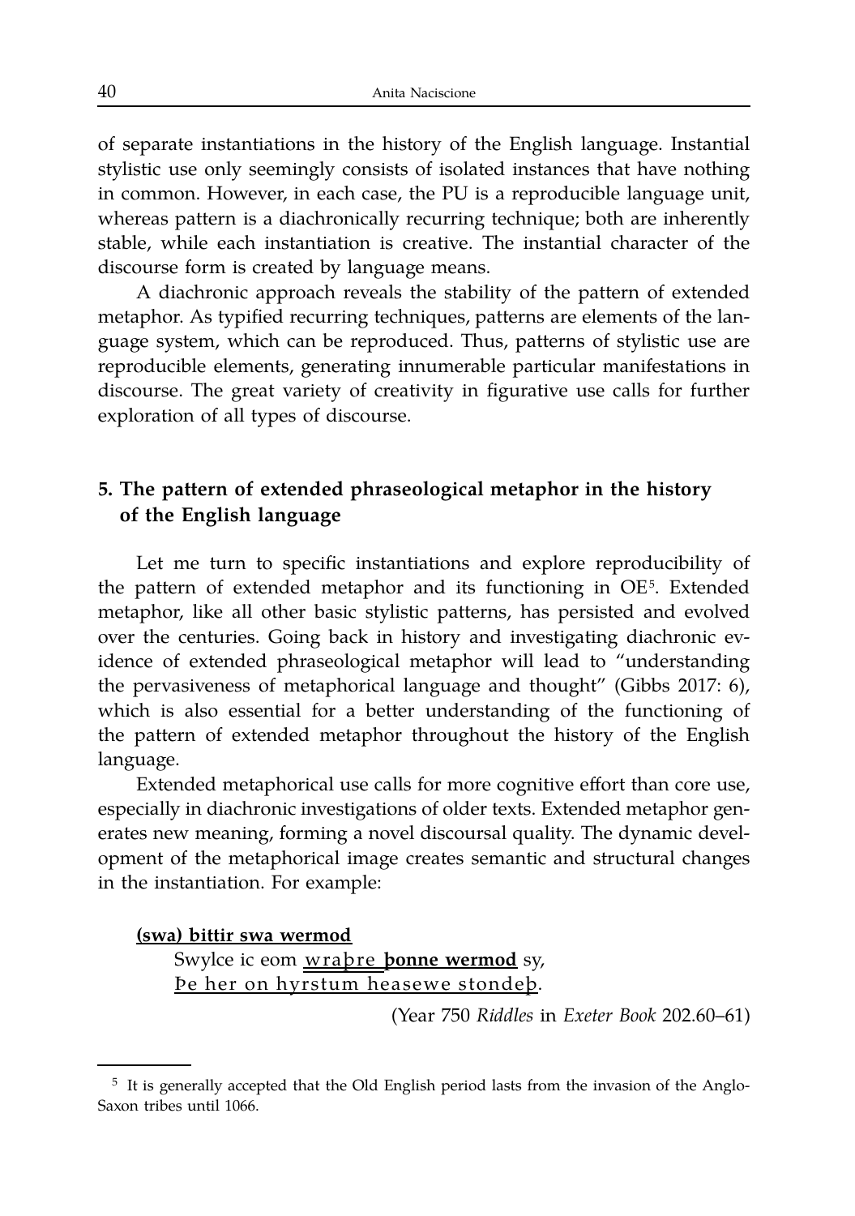of separate instantiations in the history of the English language. Instantial stylistic use only seemingly consists of isolated instances that have nothing in common. However, in each case, the PU is a reproducible language unit, whereas pattern is a diachronically recurring technique; both are inherently stable, while each instantiation is creative. The instantial character of the discourse form is created by language means.

A diachronic approach reveals the stability of the pattern of extended metaphor. As typified recurring techniques, patterns are elements of the language system, which can be reproduced. Thus, patterns of stylistic use are reproducible elements, generating innumerable particular manifestations in discourse. The great variety of creativity in figurative use calls for further exploration of all types of discourse.

## 5. The pattern of extended phraseological metaphor in the history of the English language

Let me turn to specific instantiations and explore reproducibility of the pattern of extended metaphor and its functioning in OE[5]. Extended metaphor, like all other basic stylistic patterns, has persisted and evolved over the centuries. Going back in history and investigating diachronic evidence of extended phraseological metaphor will lead to "understanding the pervasiveness of metaphorical language and thought" (Gibbs 2017: 6), which is also essential for a better understanding of the functioning of the pattern of extended metaphor throughout the history of the English language.

Extended metaphorical use calls for more cognitive effort than core use, especially in diachronic investigations of older texts. Extended metaphor generates new meaning, forming a novel discoursal quality. The dynamic development of the metaphorical image creates semantic and structural changes in the instantiation. For example:

**(swa) bittir swa wermod**

Swylce ic eom wraþre **þonne wermod** sy,
Þe her on hyrstum heasewe stondeþ.

(Year 750 *Riddles* in *Exeter Book* 202.60–61)

[5] It is generally accepted that the Old English period lasts from the invasion of the Anglo-Saxon tribes until 1066.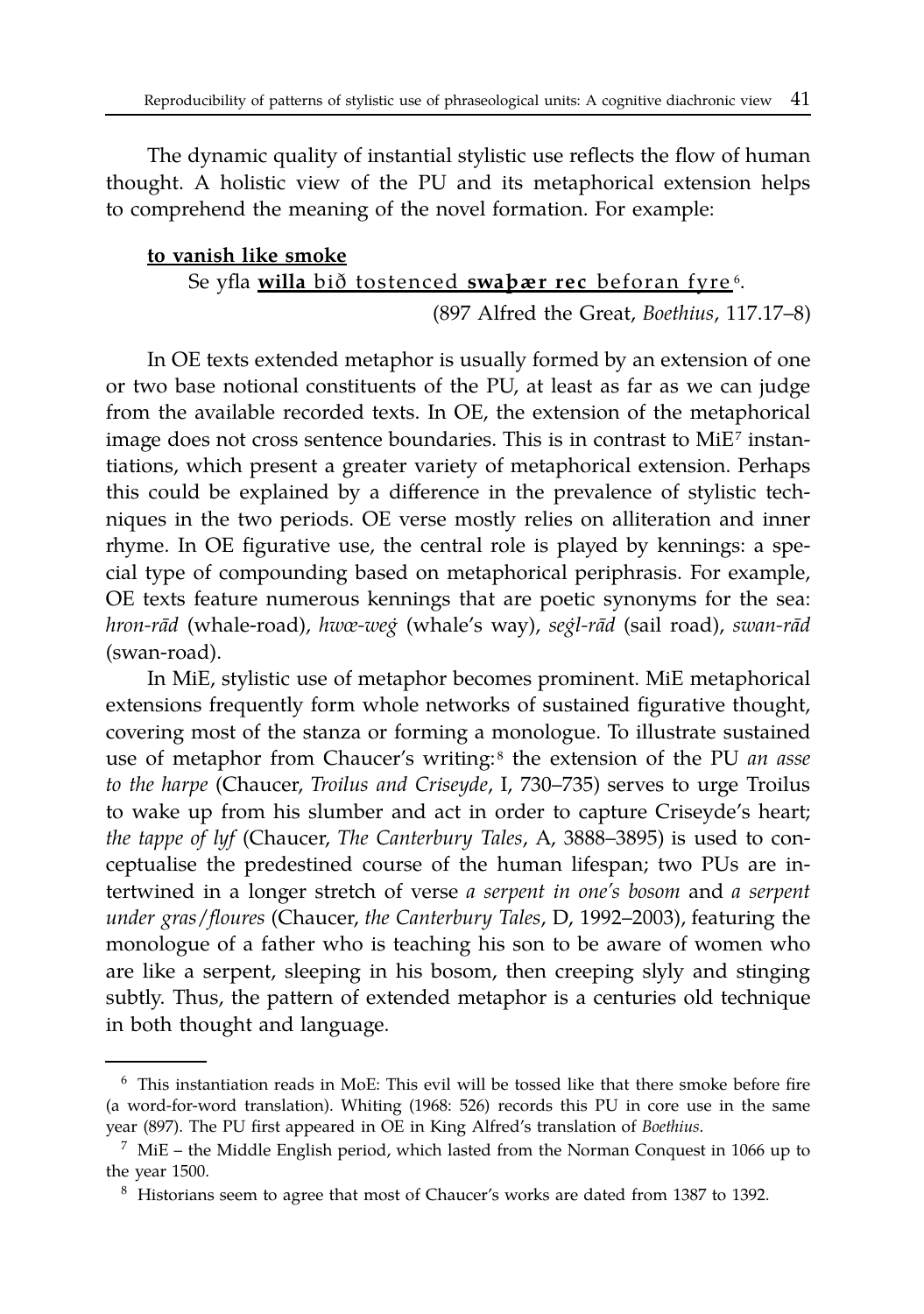The dynamic quality of instantial stylistic use reflects the flow of human thought. A holistic view of the PU and its metaphorical extension helps to comprehend the meaning of the novel formation. For example:

**to vanish like smoke**

Se yfla **willa** bið tostenced **swaþær rec** beforan fyre[6].

(897 Alfred the Great, *Boethius*, 117.17–8)

In OE texts extended metaphor is usually formed by an extension of one or two base notional constituents of the PU, at least as far as we can judge from the available recorded texts. In OE, the extension of the metaphorical image does not cross sentence boundaries. This is in contrast to MiE[7] instantiations, which present a greater variety of metaphorical extension. Perhaps this could be explained by a difference in the prevalence of stylistic techniques in the two periods. OE verse mostly relies on alliteration and inner rhyme. In OE figurative use, the central role is played by kennings: a special type of compounding based on metaphorical periphrasis. For example, OE texts feature numerous kennings that are poetic synonyms for the sea: *hron-rād* (whale-road), *hwæ-weġ* (whale's way), *seġl-rād* (sail road), *swan-rād* (swan-road).

In MiE, stylistic use of metaphor becomes prominent. MiE metaphorical extensions frequently form whole networks of sustained figurative thought, covering most of the stanza or forming a monologue. To illustrate sustained use of metaphor from Chaucer's writing:[8] the extension of the PU *an asse to the harpe* (Chaucer, *Troilus and Criseyde*, I, 730–735) serves to urge Troilus to wake up from his slumber and act in order to capture Criseyde's heart; *the tappe of lyf* (Chaucer, *The Canterbury Tales*, A, 3888–3895) is used to conceptualise the predestined course of the human lifespan; two PUs are intertwined in a longer stretch of verse *a serpent in one's bosom* and *a serpent under gras/floures* (Chaucer, *the Canterbury Tales*, D, 1992–2003), featuring the monologue of a father who is teaching his son to be aware of women who are like a serpent, sleeping in his bosom, then creeping slyly and stinging subtly. Thus, the pattern of extended metaphor is a centuries old technique in both thought and language.

---

[6] This instantiation reads in MoE: This evil will be tossed like that there smoke before fire (a word-for-word translation). Whiting (1968: 526) records this PU in core use in the same year (897). The PU first appeared in OE in King Alfred's translation of *Boethius*.

[7] MiE – the Middle English period, which lasted from the Norman Conquest in 1066 up to the year 1500.

[8] Historians seem to agree that most of Chaucer's works are dated from 1387 to 1392.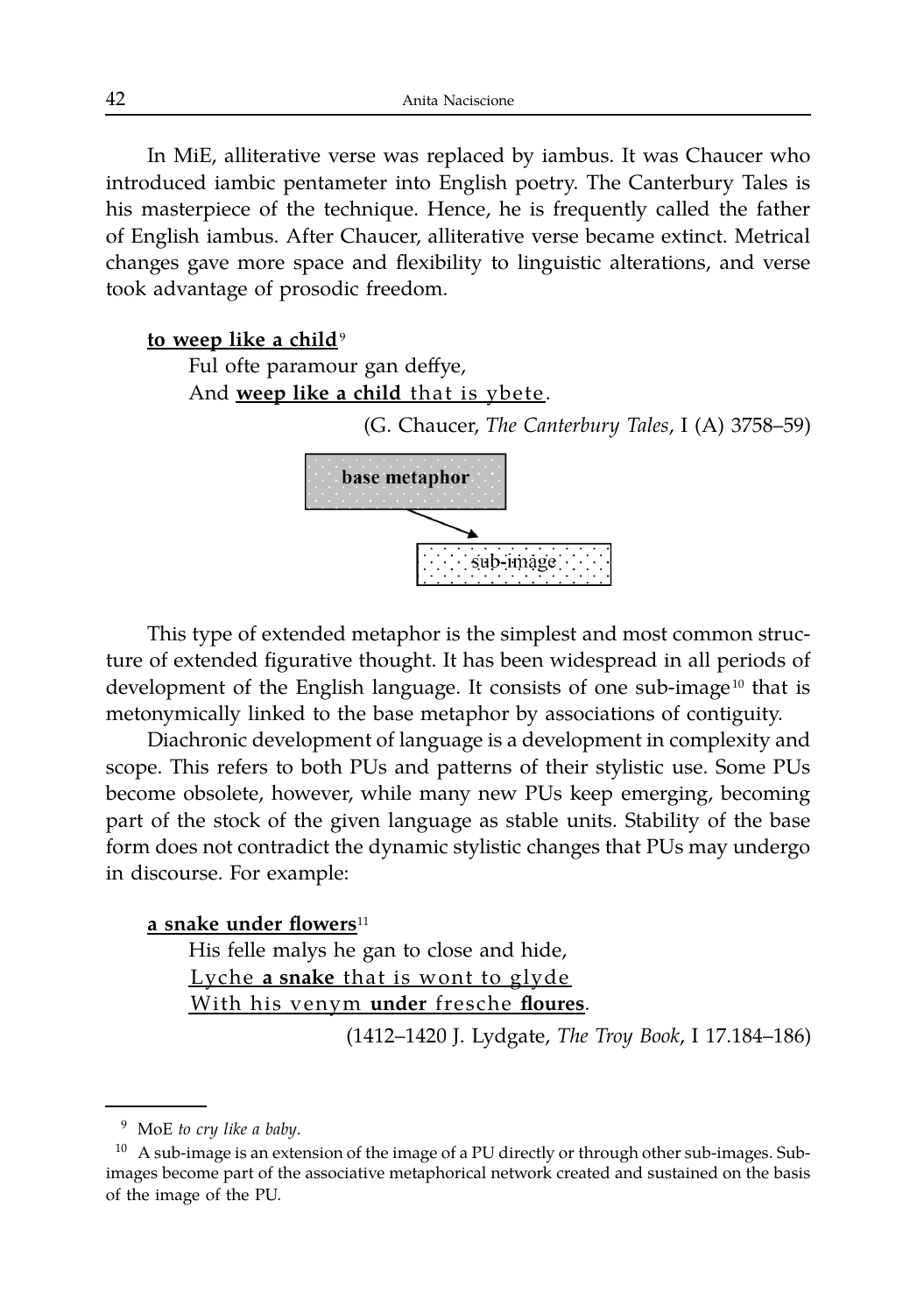In MiE, alliterative verse was replaced by iambus. It was Chaucer who introduced iambic pentameter into English poetry. The Canterbury Tales is his masterpiece of the technique. Hence, he is frequently called the father of English iambus. After Chaucer, alliterative verse became extinct. Metrical changes gave more space and flexibility to linguistic alterations, and verse took advantage of prosodic freedom.

**to weep like a child**[9]

> Ful ofte paramour gan deffye,
> And **weep like a child** that is ybete.
>
> (G. Chaucer, *The Canterbury Tales*, I (A) 3758–59)

base metaphor → sub-image

This type of extended metaphor is the simplest and most common structure of extended figurative thought. It has been widespread in all periods of development of the English language. It consists of one sub-image[10] that is metonymically linked to the base metaphor by associations of contiguity.

Diachronic development of language is a development in complexity and scope. This refers to both PUs and patterns of their stylistic use. Some PUs become obsolete, however, while many new PUs keep emerging, becoming part of the stock of the given language as stable units. Stability of the base form does not contradict the dynamic stylistic changes that PUs may undergo in discourse. For example:

**a snake under flowers**[11]

> His felle malys he gan to close and hide,
> Lyche **a snake** that is wont to glyde
> With his venym **under** fresche **floures**.
>
> (1412–1420 J. Lydgate, *The Troy Book*, I 17.184–186)

---

[9] MoE *to cry like a baby*.

[10] A sub-image is an extension of the image of a PU directly or through other sub-images. Sub-images become part of the associative metaphorical network created and sustained on the basis of the image of the PU.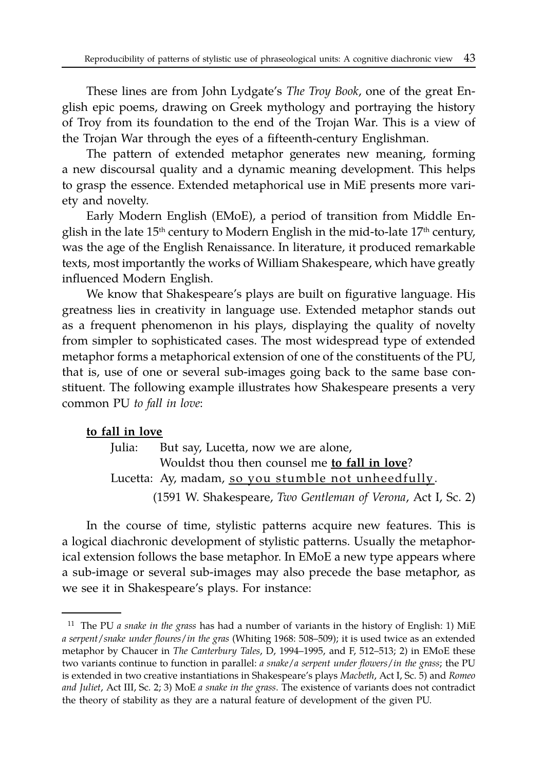These lines are from John Lydgate's *The Troy Book*, one of the great English epic poems, drawing on Greek mythology and portraying the history of Troy from its foundation to the end of the Trojan War. This is a view of the Trojan War through the eyes of a fifteenth-century Englishman.

The pattern of extended metaphor generates new meaning, forming a new discoursal quality and a dynamic meaning development. This helps to grasp the essence. Extended metaphorical use in MiE presents more variety and novelty.

Early Modern English (EMoE), a period of transition from Middle English in the late 15th century to Modern English in the mid-to-late 17th century, was the age of the English Renaissance. In literature, it produced remarkable texts, most importantly the works of William Shakespeare, which have greatly influenced Modern English.

We know that Shakespeare's plays are built on figurative language. His greatness lies in creativity in language use. Extended metaphor stands out as a frequent phenomenon in his plays, displaying the quality of novelty from simpler to sophisticated cases. The most widespread type of extended metaphor forms a metaphorical extension of one of the constituents of the PU, that is, use of one or several sub-images going back to the same base constituent. The following example illustrates how Shakespeare presents a very common PU *to fall in love*:

<u>**to fall in love**</u>

> Julia: But say, Lucetta, now we are alone,
> Wouldst thou then counsel me <u>**to fall in love**</u>?
> Lucetta: Ay, madam, <u>so you stumble not unheedfully</u>.
>
> (1591 W. Shakespeare, *Two Gentleman of Verona*, Act I, Sc. 2)

In the course of time, stylistic patterns acquire new features. This is a logical diachronic development of stylistic patterns. Usually the metaphorical extension follows the base metaphor. In EMoE a new type appears where a sub-image or several sub-images may also precede the base metaphor, as we see it in Shakespeare's plays. For instance:

---

[11] The PU *a snake in the grass* has had a number of variants in the history of English: 1) MiE *a serpent/snake under floures/in the gras* (Whiting 1968: 508–509); it is used twice as an extended metaphor by Chaucer in *The Canterbury Tales*, D, 1994–1995, and F, 512–513; 2) in EMoE these two variants continue to function in parallel: *a snake/a serpent under flowers/in the grass*; the PU is extended in two creative instantiations in Shakespeare's plays *Macbeth*, Act I, Sc. 5) and *Romeo and Juliet*, Act III, Sc. 2; 3) MoE *a snake in the grass*. The existence of variants does not contradict the theory of stability as they are a natural feature of development of the given PU.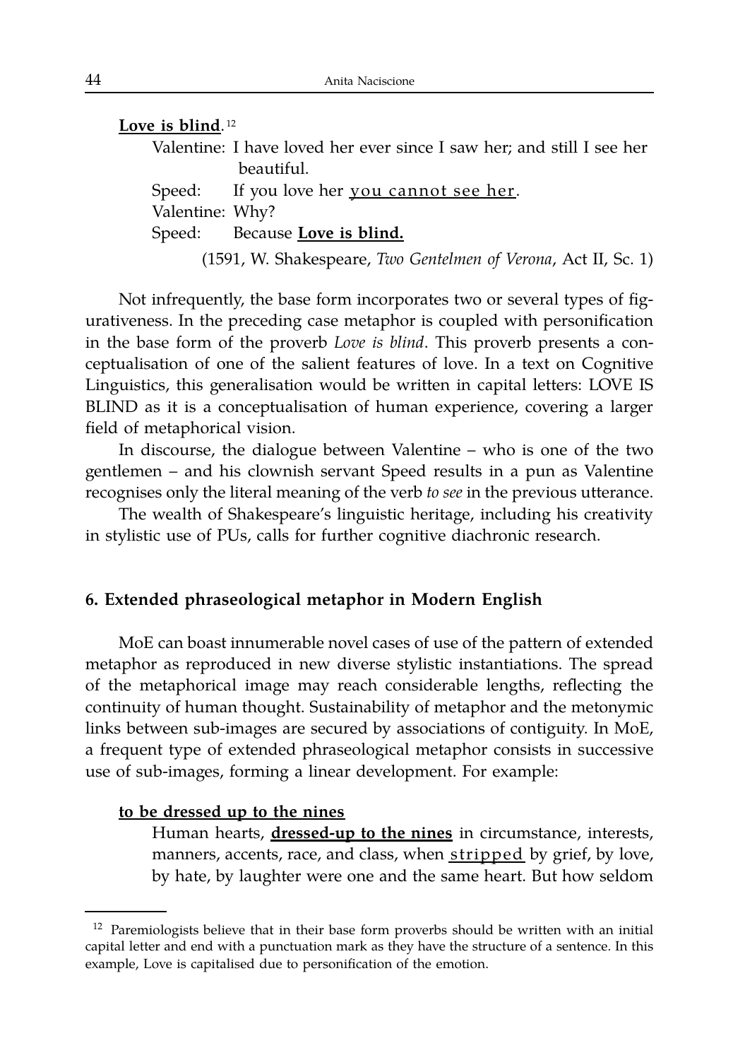**<u>Love is blind</u>**.[12]

Valentine: I have loved her ever since I saw her; and still I see her beautiful.
Speed: If you love her <u>you cannot see her</u>.
Valentine: Why?
Speed: Because **<u>Love is blind.</u>**

(1591, W. Shakespeare, *Two Gentelmen of Verona*, Act II, Sc. 1)

Not infrequently, the base form incorporates two or several types of figurativeness. In the preceding case metaphor is coupled with personification in the base form of the proverb *Love is blind*. This proverb presents a conceptualisation of one of the salient features of love. In a text on Cognitive Linguistics, this generalisation would be written in capital letters: LOVE IS BLIND as it is a conceptualisation of human experience, covering a larger field of metaphorical vision.

In discourse, the dialogue between Valentine – who is one of the two gentlemen – and his clownish servant Speed results in a pun as Valentine recognises only the literal meaning of the verb *to see* in the previous utterance.

The wealth of Shakespeare's linguistic heritage, including his creativity in stylistic use of PUs, calls for further cognitive diachronic research.

## 6. Extended phraseological metaphor in Modern English

MoE can boast innumerable novel cases of use of the pattern of extended metaphor as reproduced in new diverse stylistic instantiations. The spread of the metaphorical image may reach considerable lengths, reflecting the continuity of human thought. Sustainability of metaphor and the metonymic links between sub-images are secured by associations of contiguity. In MoE, a frequent type of extended phraseological metaphor consists in successive use of sub-images, forming a linear development. For example:

**<u>to be dressed up to the nines</u>**

Human hearts, **<u>dressed-up to the nines</u>** in circumstance, interests, manners, accents, race, and class, when <u>stripped</u> by grief, by love, by hate, by laughter were one and the same heart. But how seldom

[12] Paremiologists believe that in their base form proverbs should be written with an initial capital letter and end with a punctuation mark as they have the structure of a sentence. In this example, Love is capitalised due to personification of the emotion.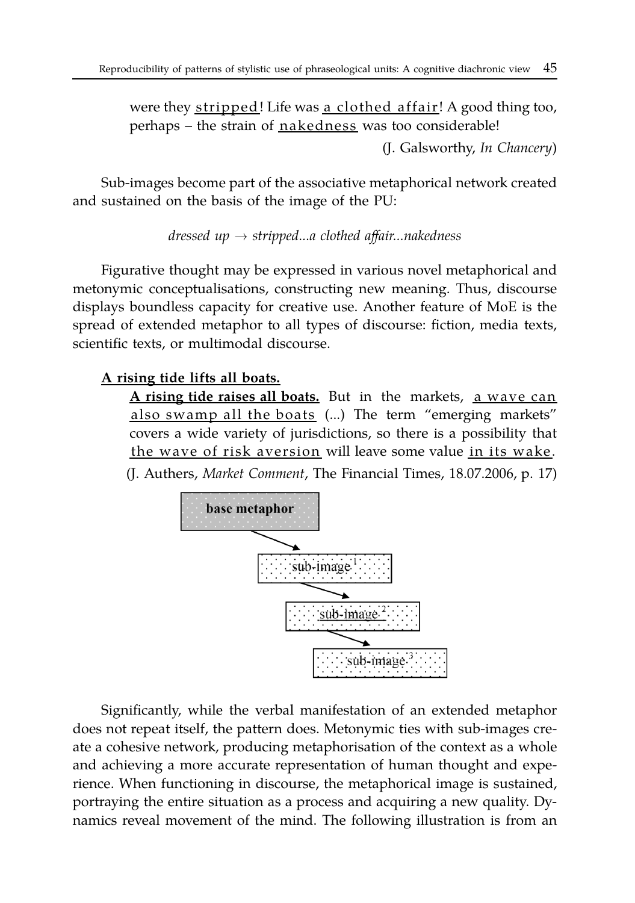were they stripped! Life was a clothed affair! A good thing too, perhaps – the strain of nakedness was too considerable!

(J. Galsworthy, *In Chancery*)

Sub-images become part of the associative metaphorical network created and sustained on the basis of the image of the PU:

*dressed up → stripped...a clothed affair...nakedness*

Figurative thought may be expressed in various novel metaphorical and metonymic conceptualisations, constructing new meaning. Thus, discourse displays boundless capacity for creative use. Another feature of MoE is the spread of extended metaphor to all types of discourse: fiction, media texts, scientific texts, or multimodal discourse.

**A rising tide lifts all boats.**

**A rising tide raises all boats.** But in the markets, a wave can also swamp all the boats (...) The term "emerging markets" covers a wide variety of jurisdictions, so there is a possibility that the wave of risk aversion will leave some value in its wake.

(J. Authers, *Market Comment*, The Financial Times, 18.07.2006, p. 17)

base metaphor → sub-image[1] → sub-image[2] → sub-image[3]

Significantly, while the verbal manifestation of an extended metaphor does not repeat itself, the pattern does. Metonymic ties with sub-images create a cohesive network, producing metaphorisation of the context as a whole and achieving a more accurate representation of human thought and experience. When functioning in discourse, the metaphorical image is sustained, portraying the entire situation as a process and acquiring a new quality. Dynamics reveal movement of the mind. The following illustration is from an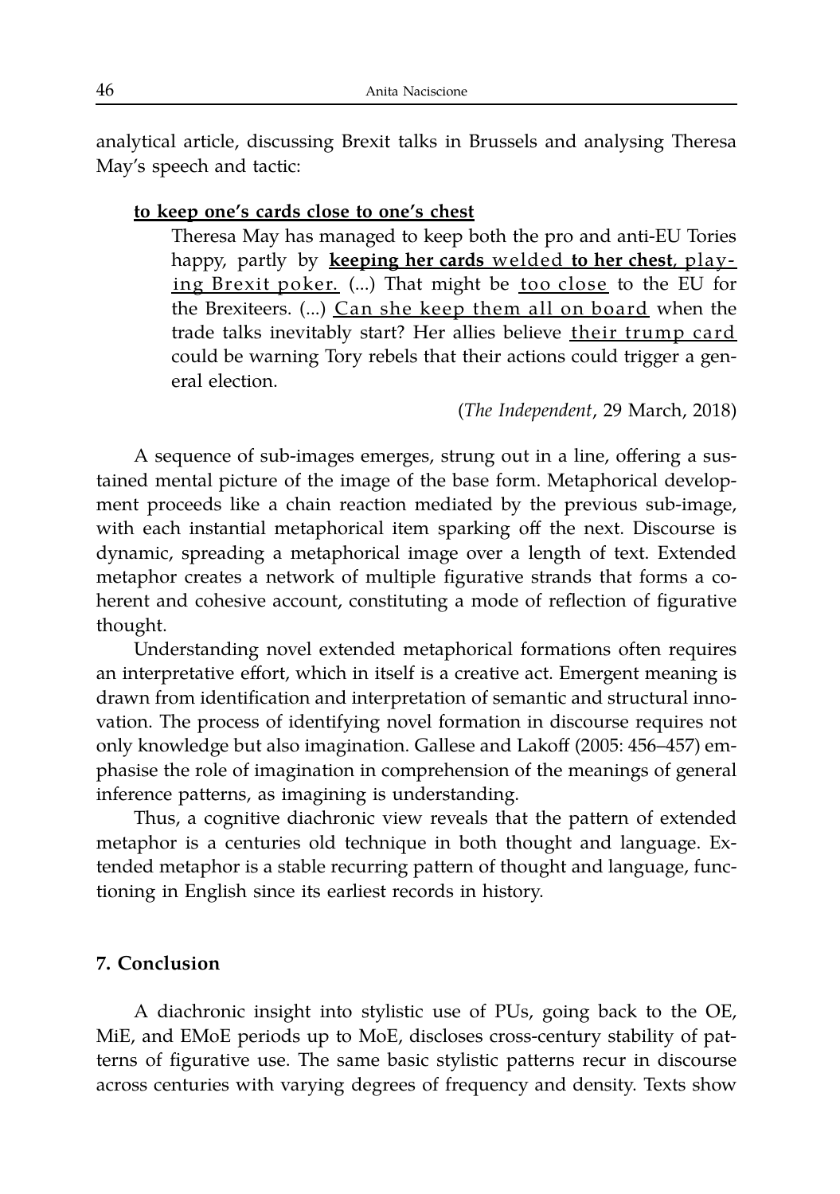analytical article, discussing Brexit talks in Brussels and analysing Theresa May's speech and tactic:

> **<u>to keep one's cards close to one's chest</u>**
>
> Theresa May has managed to keep both the pro and anti-EU Tories happy, partly by **<u>keeping her cards</u>** <u>welded</u> **<u>to her chest</u>**, <u>playing Brexit poker.</u> (...) That might be <u>too close</u> to the EU for the Brexiteers. (...) <u>Can she keep them all on board</u> when the trade talks inevitably start? Her allies believe <u>their trump card</u> could be warning Tory rebels that their actions could trigger a general election.
>
> (*The Independent*, 29 March, 2018)

A sequence of sub-images emerges, strung out in a line, offering a sustained mental picture of the image of the base form. Metaphorical development proceeds like a chain reaction mediated by the previous sub-image, with each instantial metaphorical item sparking off the next. Discourse is dynamic, spreading a metaphorical image over a length of text. Extended metaphor creates a network of multiple figurative strands that forms a coherent and cohesive account, constituting a mode of reflection of figurative thought.

Understanding novel extended metaphorical formations often requires an interpretative effort, which in itself is a creative act. Emergent meaning is drawn from identification and interpretation of semantic and structural innovation. The process of identifying novel formation in discourse requires not only knowledge but also imagination. Gallese and Lakoff (2005: 456–457) emphasise the role of imagination in comprehension of the meanings of general inference patterns, as imagining is understanding.

Thus, a cognitive diachronic view reveals that the pattern of extended metaphor is a centuries old technique in both thought and language. Extended metaphor is a stable recurring pattern of thought and language, functioning in English since its earliest records in history.

## 7. Conclusion

A diachronic insight into stylistic use of PUs, going back to the OE, MiE, and EMoE periods up to MoE, discloses cross-century stability of patterns of figurative use. The same basic stylistic patterns recur in discourse across centuries with varying degrees of frequency and density. Texts show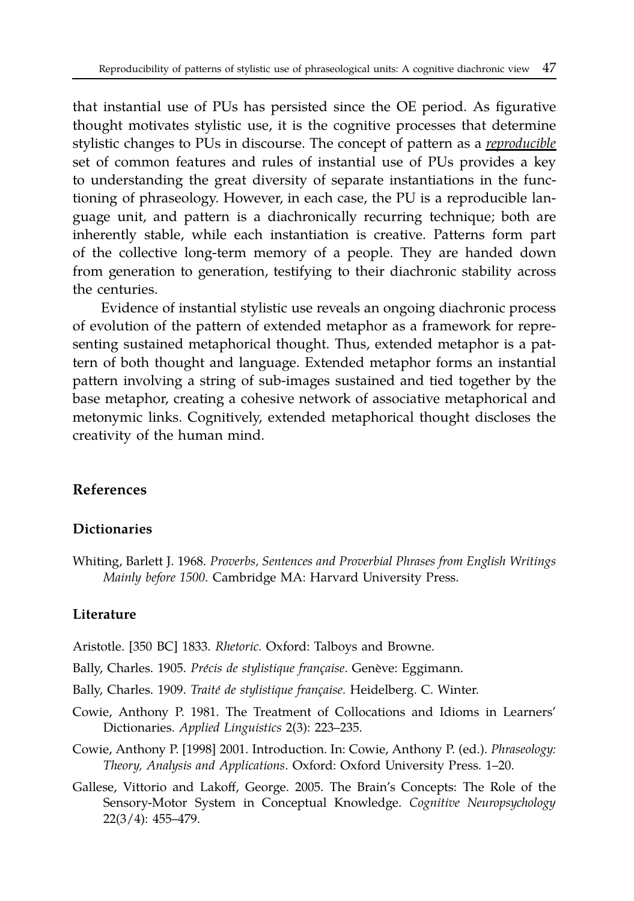that instantial use of PUs has persisted since the OE period. As figurative thought motivates stylistic use, it is the cognitive processes that determine stylistic changes to PUs in discourse. The concept of pattern as a ***reproducible*** set of common features and rules of instantial use of PUs provides a key to understanding the great diversity of separate instantiations in the functioning of phraseology. However, in each case, the PU is a reproducible language unit, and pattern is a diachronically recurring technique; both are inherently stable, while each instantiation is creative. Patterns form part of the collective long-term memory of a people. They are handed down from generation to generation, testifying to their diachronic stability across the centuries.

Evidence of instantial stylistic use reveals an ongoing diachronic process of evolution of the pattern of extended metaphor as a framework for representing sustained metaphorical thought. Thus, extended metaphor is a pattern of both thought and language. Extended metaphor forms an instantial pattern involving a string of sub-images sustained and tied together by the base metaphor, creating a cohesive network of associative metaphorical and metonymic links. Cognitively, extended metaphorical thought discloses the creativity of the human mind.

## References

### Dictionaries

Whiting, Barlett J. 1968. *Proverbs, Sentences and Proverbial Phrases from English Writings Mainly before 1500*. Cambridge MA: Harvard University Press.

### Literature

Aristotle. [350 BC] 1833. *Rhetoric.* Oxford: Talboys and Browne.

Bally, Charles. 1905. *Précis de stylistique française*. Genève: Eggimann.

Bally, Charles. 1909. *Traité de stylistique française.* Heidelberg. C. Winter.

Cowie, Anthony P. 1981. The Treatment of Collocations and Idioms in Learners' Dictionaries. *Applied Linguistics* 2(3): 223–235.

Cowie, Anthony P. [1998] 2001. Introduction. In: Cowie, Anthony P. (ed.). *Phraseology: Theory, Analysis and Applications*. Oxford: Oxford University Press. 1–20.

Gallese, Vittorio and Lakoff, George. 2005. The Brain's Concepts: The Role of the Sensory-Motor System in Conceptual Knowledge. *Cognitive Neuropsychology* 22(3/4): 455–479.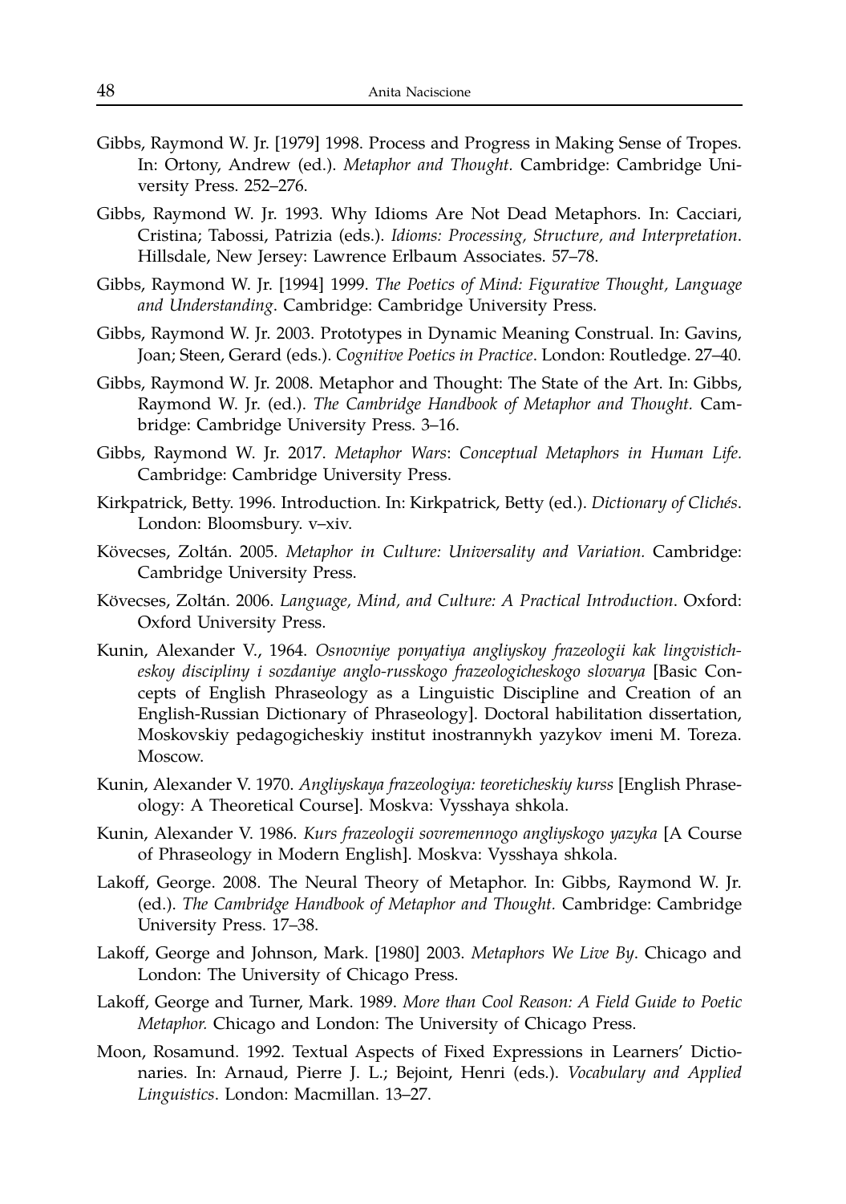Gibbs, Raymond W. Jr. [1979] 1998. Process and Progress in Making Sense of Tropes. In: Ortony, Andrew (ed.). *Metaphor and Thought.* Cambridge: Cambridge University Press. 252–276.

Gibbs, Raymond W. Jr. 1993. Why Idioms Are Not Dead Metaphors. In: Cacciari, Cristina; Tabossi, Patrizia (eds.). *Idioms: Processing, Structure, and Interpretation*. Hillsdale, New Jersey: Lawrence Erlbaum Associates. 57–78.

Gibbs, Raymond W. Jr. [1994] 1999. *The Poetics of Mind: Figurative Thought, Language and Understanding*. Cambridge: Cambridge University Press.

Gibbs, Raymond W. Jr. 2003. Prototypes in Dynamic Meaning Construal. In: Gavins, Joan; Steen, Gerard (eds.). *Cognitive Poetics in Practice*. London: Routledge. 27–40.

Gibbs, Raymond W. Jr. 2008. Metaphor and Thought: The State of the Art. In: Gibbs, Raymond W. Jr. (ed.). *The Cambridge Handbook of Metaphor and Thought.* Cambridge: Cambridge University Press. 3–16.

Gibbs, Raymond W. Jr. 2017. *Metaphor Wars*: *Conceptual Metaphors in Human Life.* Cambridge: Cambridge University Press.

Kirkpatrick, Betty. 1996. Introduction. In: Kirkpatrick, Betty (ed.). *Dictionary of Clichés*. London: Bloomsbury. v–xiv.

Kövecses, Zoltán. 2005. *Metaphor in Culture: Universality and Variation.* Cambridge: Cambridge University Press.

Kövecses, Zoltán. 2006. *Language, Mind, and Culture: A Practical Introduction*. Oxford: Oxford University Press.

Kunin, Alexander V., 1964. *Osnovniye ponyatiya angliyskoy frazeologii kak lingvisticheskoy discipliny i sozdaniye anglo-russkogo frazeologicheskogo slovarya* [Basic Concepts of English Phraseology as a Linguistic Discipline and Creation of an English-Russian Dictionary of Phraseology]. Doctoral habilitation dissertation, Moskovskiy pedagogicheskiy institut inostrannykh yazykov imeni M. Toreza. Moscow.

Kunin, Alexander V. 1970. *Angliyskaya frazeologiya: teoreticheskiy kurss* [English Phraseology: A Theoretical Course]. Moskva: Vysshaya shkola.

Kunin, Alexander V. 1986. *Kurs frazeologii sovremennogo angliyskogo yazyka* [A Course of Phraseology in Modern English]. Moskva: Vysshaya shkola.

Lakoff, George. 2008. The Neural Theory of Metaphor. In: Gibbs, Raymond W. Jr. (ed.). *The Cambridge Handbook of Metaphor and Thought.* Cambridge: Cambridge University Press. 17–38.

Lakoff, George and Johnson, Mark. [1980] 2003. *Metaphors We Live By*. Chicago and London: The University of Chicago Press.

Lakoff, George and Turner, Mark. 1989. *More than Cool Reason: A Field Guide to Poetic Metaphor.* Chicago and London: The University of Chicago Press.

Moon, Rosamund. 1992. Textual Aspects of Fixed Expressions in Learners' Dictionaries. In: Arnaud, Pierre J. L.; Bejoint, Henri (eds.). *Vocabulary and Applied Linguistics*. London: Macmillan. 13–27.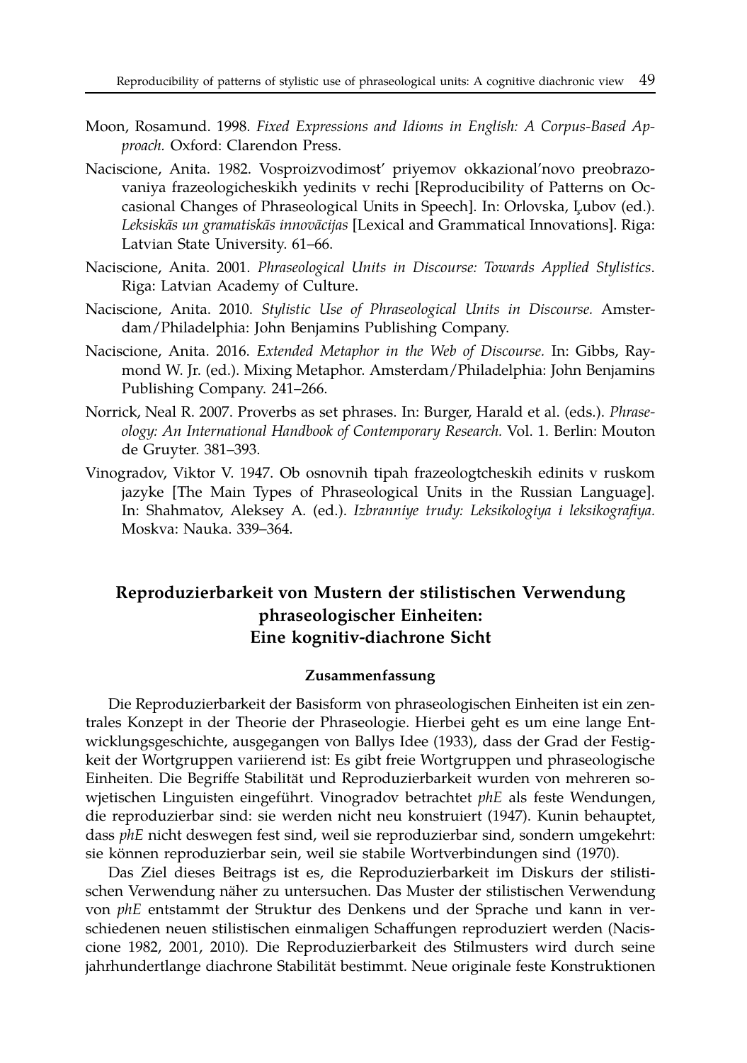Moon, Rosamund. 1998. *Fixed Expressions and Idioms in English: A Corpus-Based Approach.* Oxford: Clarendon Press.

Naciscione, Anita. 1982. Vosproizvodimost' priyemov okkazional'novo preobrazovaniya frazeologicheskikh yedinits v rechi [Reproducibility of Patterns on Occasional Changes of Phraseological Units in Speech]. In: Orlovska, Ļubov (ed.). *Leksiskās un gramatiskās innovācijas* [Lexical and Grammatical Innovations]. Riga: Latvian State University. 61–66.

Naciscione, Anita. 2001. *Phraseological Units in Discourse: Towards Applied Stylistics*. Riga: Latvian Academy of Culture.

Naciscione, Anita. 2010. *Stylistic Use of Phraseological Units in Discourse.* Amsterdam/Philadelphia: John Benjamins Publishing Company.

Naciscione, Anita. 2016. *Extended Metaphor in the Web of Discourse.* In: Gibbs, Raymond W. Jr. (ed.). Mixing Metaphor. Amsterdam/Philadelphia: John Benjamins Publishing Company. 241–266.

Norrick, Neal R. 2007. Proverbs as set phrases. In: Burger, Harald et al. (eds.). *Phraseology: An International Handbook of Contemporary Research.* Vol. 1. Berlin: Mouton de Gruyter. 381–393.

Vinogradov, Viktor V. 1947. Ob osnovnih tipah frazeologtcheskih edinits v ruskom jazyke [The Main Types of Phraseological Units in the Russian Language]. In: Shahmatov, Aleksey A. (ed.). *Izbranniye trudy: Leksikologiya i leksikografiya.* Moskva: Nauka. 339–364.

## Reproduzierbarkeit von Mustern der stilistischen Verwendung phraseologischer Einheiten: Eine kognitiv-diachrone Sicht

### Zusammenfassung

Die Reproduzierbarkeit der Basisform von phraseologischen Einheiten ist ein zentrales Konzept in der Theorie der Phraseologie. Hierbei geht es um eine lange Entwicklungsgeschichte, ausgegangen von Ballys Idee (1933), dass der Grad der Festigkeit der Wortgruppen variierend ist: Es gibt freie Wortgruppen und phraseologische Einheiten. Die Begriffe Stabilität und Reproduzierbarkeit wurden von mehreren sowjetischen Linguisten eingeführt. Vinogradov betrachtet *phE* als feste Wendungen, die reproduzierbar sind: sie werden nicht neu konstruiert (1947). Kunin behauptet, dass *phE* nicht deswegen fest sind, weil sie reproduzierbar sind, sondern umgekehrt: sie können reproduzierbar sein, weil sie stabile Wortverbindungen sind (1970).

Das Ziel dieses Beitrags ist es, die Reproduzierbarkeit im Diskurs der stilistischen Verwendung näher zu untersuchen. Das Muster der stilistischen Verwendung von *phE* entstammt der Struktur des Denkens und der Sprache und kann in verschiedenen neuen stilistischen einmaligen Schaffungen reproduziert werden (Naciscione 1982, 2001, 2010). Die Reproduzierbarkeit des Stilmusters wird durch seine jahrhundertlange diachrone Stabilität bestimmt. Neue originale feste Konstruktionen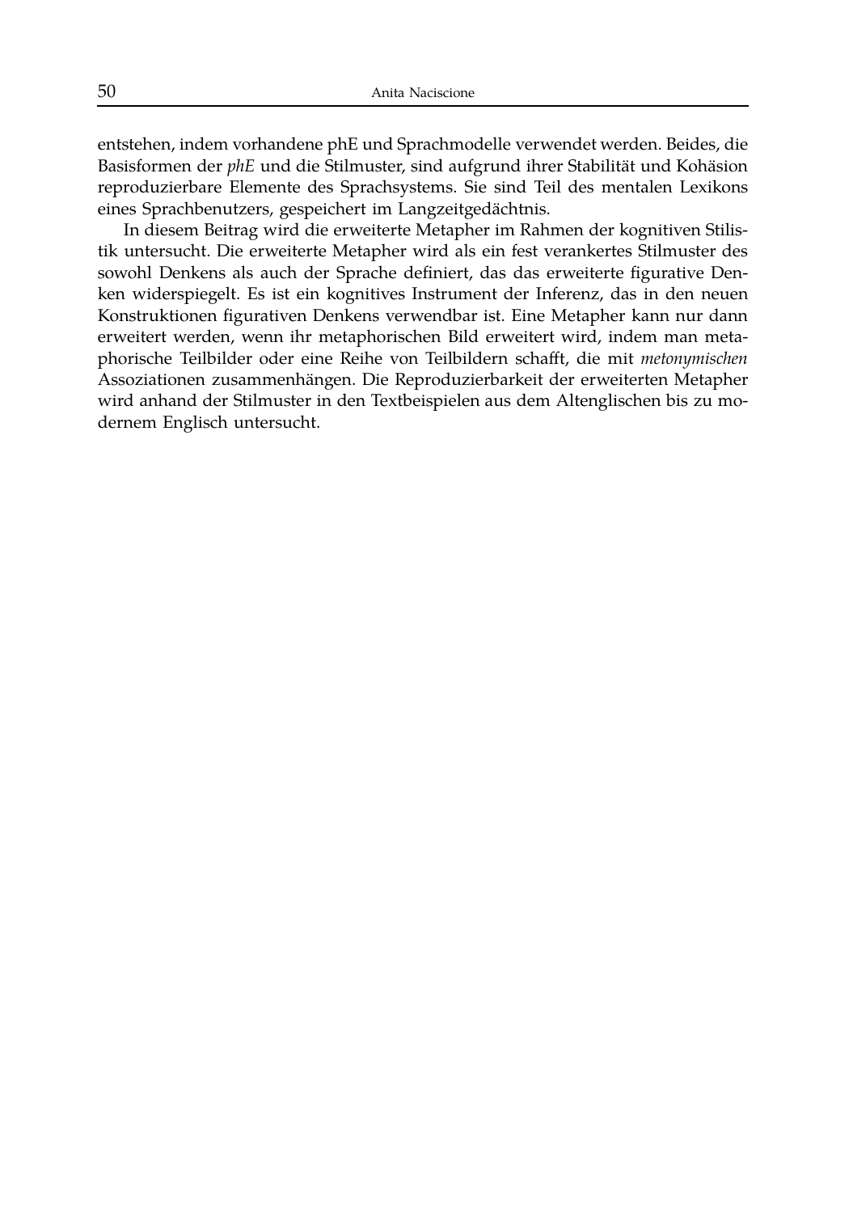entstehen, indem vorhandene phE und Sprachmodelle verwendet werden. Beides, die Basisformen der *phE* und die Stilmuster, sind aufgrund ihrer Stabilität und Kohäsion reproduzierbare Elemente des Sprachsystems. Sie sind Teil des mentalen Lexikons eines Sprachbenutzers, gespeichert im Langzeitgedächtnis.

In diesem Beitrag wird die erweiterte Metapher im Rahmen der kognitiven Stilistik untersucht. Die erweiterte Metapher wird als ein fest verankertes Stilmuster des sowohl Denkens als auch der Sprache definiert, das das erweiterte figurative Denken widerspiegelt. Es ist ein kognitives Instrument der Inferenz, das in den neuen Konstruktionen figurativen Denkens verwendbar ist. Eine Metapher kann nur dann erweitert werden, wenn ihr metaphorischen Bild erweitert wird, indem man metaphorische Teilbilder oder eine Reihe von Teilbildern schafft, die mit *metonymischen* Assoziationen zusammenhängen. Die Reproduzierbarkeit der erweiterten Metapher wird anhand der Stilmuster in den Textbeispielen aus dem Altenglischen bis zu modernem Englisch untersucht.